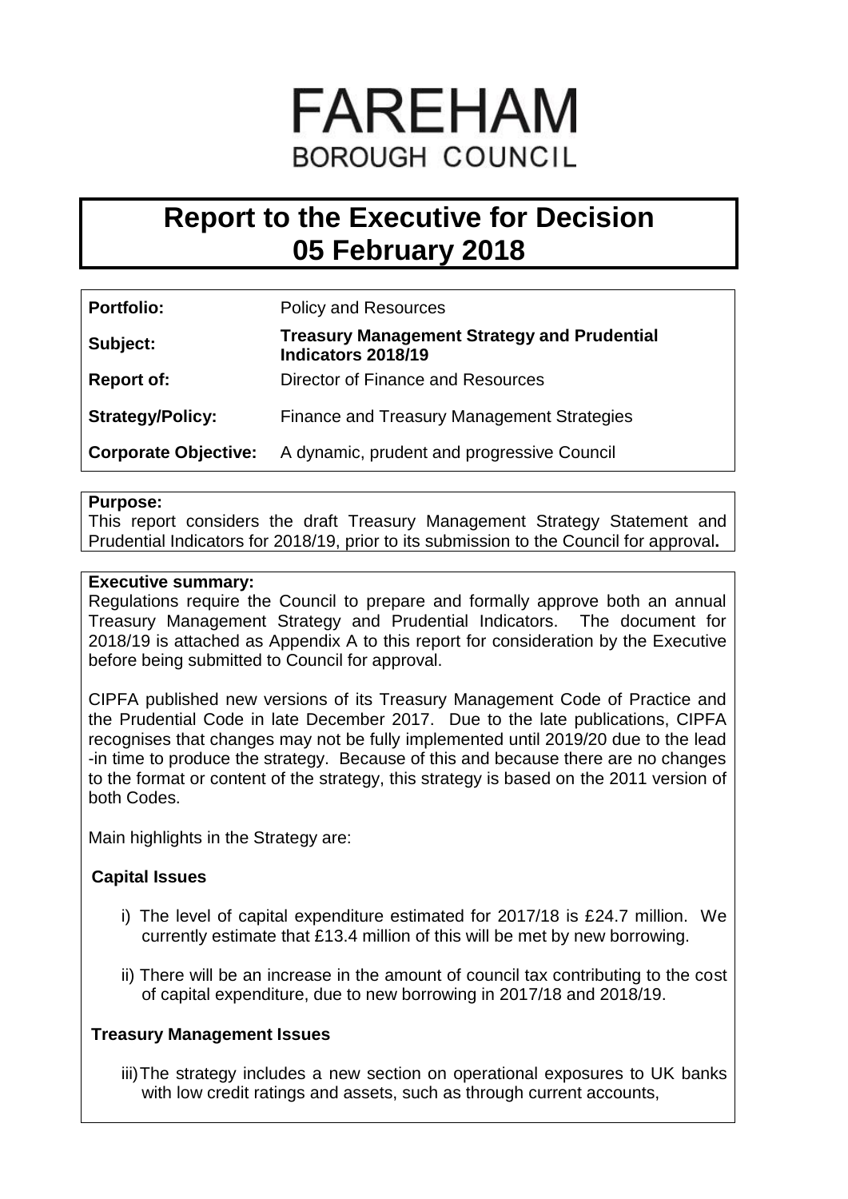# FAREHAM
BOROUGH COUNCIL

# Report to the Executive for Decision 05 February 2018

| | |
|---|---|
| **Portfolio:** | Policy and Resources |
| **Subject:** | **Treasury Management Strategy and Prudential Indicators 2018/19** |
| **Report of:** | Director of Finance and Resources |
| **Strategy/Policy:** | Finance and Treasury Management Strategies |
| **Corporate Objective:** | A dynamic, prudent and progressive Council |

**Purpose:**
This report considers the draft Treasury Management Strategy Statement and Prudential Indicators for 2018/19, prior to its submission to the Council for approval**.**

**Executive summary:**
Regulations require the Council to prepare and formally approve both an annual Treasury Management Strategy and Prudential Indicators. The document for 2018/19 is attached as Appendix A to this report for consideration by the Executive before being submitted to Council for approval.

CIPFA published new versions of its Treasury Management Code of Practice and the Prudential Code in late December 2017. Due to the late publications, CIPFA recognises that changes may not be fully implemented until 2019/20 due to the lead -in time to produce the strategy. Because of this and because there are no changes to the format or content of the strategy, this strategy is based on the 2011 version of both Codes.

Main highlights in the Strategy are:

**Capital Issues**

i) The level of capital expenditure estimated for 2017/18 is £24.7 million. We currently estimate that £13.4 million of this will be met by new borrowing.

ii) There will be an increase in the amount of council tax contributing to the cost of capital expenditure, due to new borrowing in 2017/18 and 2018/19.

**Treasury Management Issues**

iii) The strategy includes a new section on operational exposures to UK banks with low credit ratings and assets, such as through current accounts,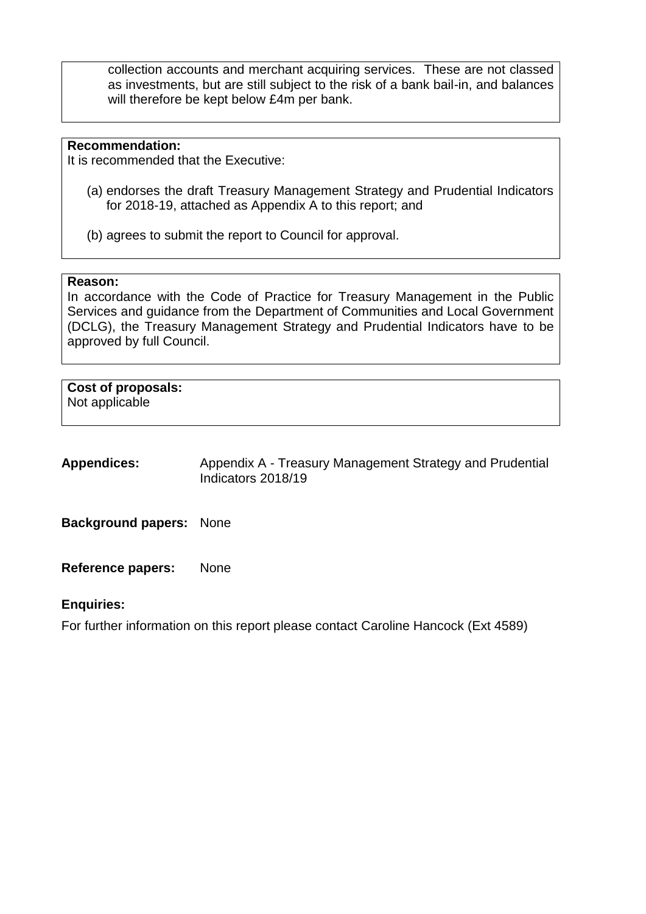collection accounts and merchant acquiring services. These are not classed as investments, but are still subject to the risk of a bank bail-in, and balances will therefore be kept below £4m per bank.

**Recommendation:**
It is recommended that the Executive:

(a) endorses the draft Treasury Management Strategy and Prudential Indicators for 2018-19, attached as Appendix A to this report; and

(b) agrees to submit the report to Council for approval.

**Reason:**
In accordance with the Code of Practice for Treasury Management in the Public Services and guidance from the Department of Communities and Local Government (DCLG), the Treasury Management Strategy and Prudential Indicators have to be approved by full Council.

**Cost of proposals:**
Not applicable

**Appendices:** Appendix A - Treasury Management Strategy and Prudential Indicators 2018/19

**Background papers:** None

**Reference papers:** None

**Enquiries:**

For further information on this report please contact Caroline Hancock (Ext 4589)